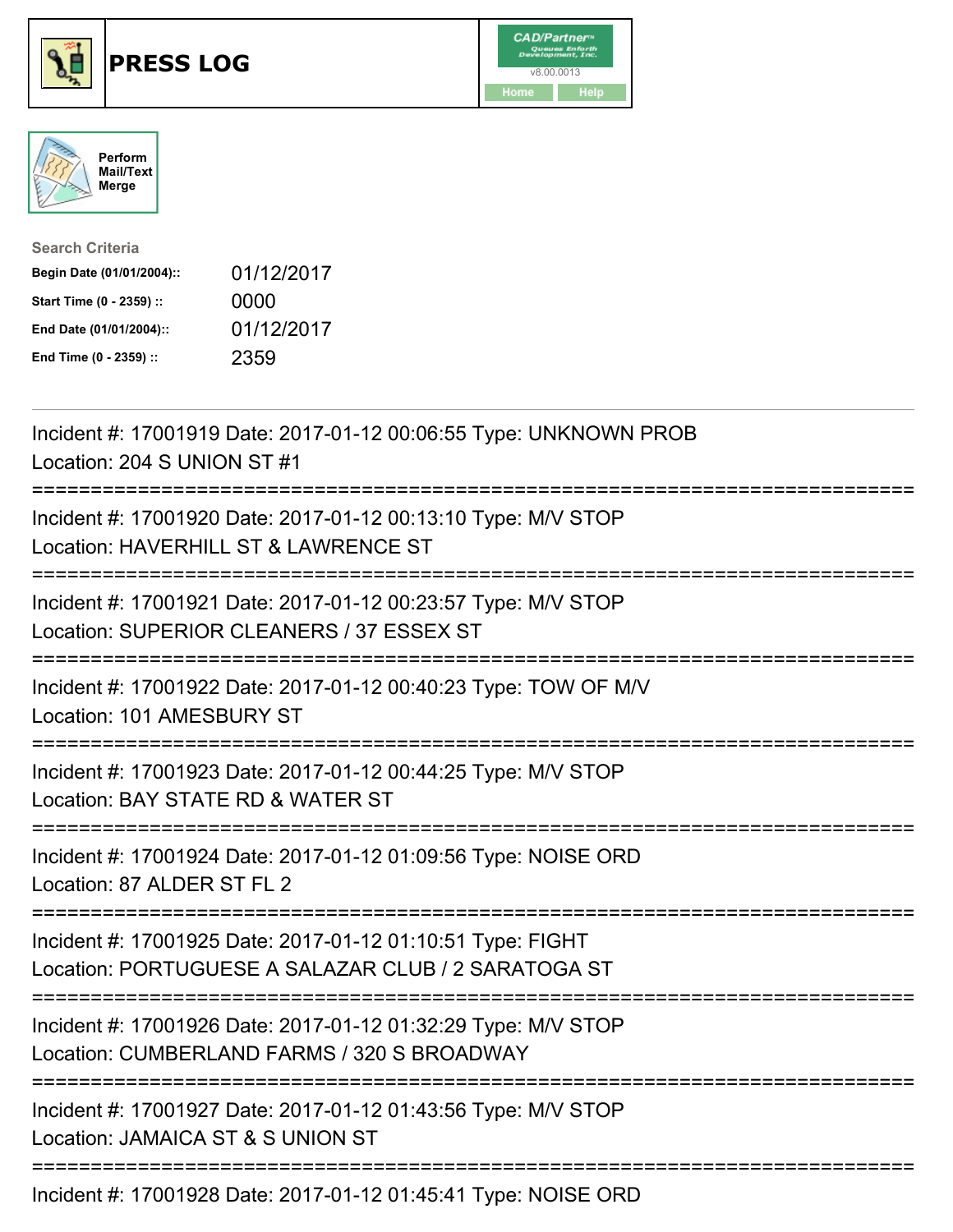# PRESS LOG

Perform Mail/Text Merge

**Search Criteria**

| | |
|---|---|
| **Begin Date (01/01/2004)::** | 01/12/2017 |
| **Start Time (0 - 2359) ::** | 0000 |
| **End Date (01/01/2004)::** | 01/12/2017 |
| **End Time (0 - 2359) ::** | 2359 |

Incident #: 17001919 Date: 2017-01-12 00:06:55 Type: UNKNOWN PROB
Location: 204 S UNION ST #1

===========================================================================

Incident #: 17001920 Date: 2017-01-12 00:13:10 Type: M/V STOP
Location: HAVERHILL ST & LAWRENCE ST

===========================================================================

Incident #: 17001921 Date: 2017-01-12 00:23:57 Type: M/V STOP
Location: SUPERIOR CLEANERS / 37 ESSEX ST

===========================================================================

Incident #: 17001922 Date: 2017-01-12 00:40:23 Type: TOW OF M/V
Location: 101 AMESBURY ST

===========================================================================

Incident #: 17001923 Date: 2017-01-12 00:44:25 Type: M/V STOP
Location: BAY STATE RD & WATER ST

===========================================================================

Incident #: 17001924 Date: 2017-01-12 01:09:56 Type: NOISE ORD
Location: 87 ALDER ST FL 2

===========================================================================

Incident #: 17001925 Date: 2017-01-12 01:10:51 Type: FIGHT
Location: PORTUGUESE A SALAZAR CLUB / 2 SARATOGA ST

===========================================================================

Incident #: 17001926 Date: 2017-01-12 01:32:29 Type: M/V STOP
Location: CUMBERLAND FARMS / 320 S BROADWAY

===========================================================================

Incident #: 17001927 Date: 2017-01-12 01:43:56 Type: M/V STOP
Location: JAMAICA ST & S UNION ST

===========================================================================

Incident #: 17001928 Date: 2017-01-12 01:45:41 Type: NOISE ORD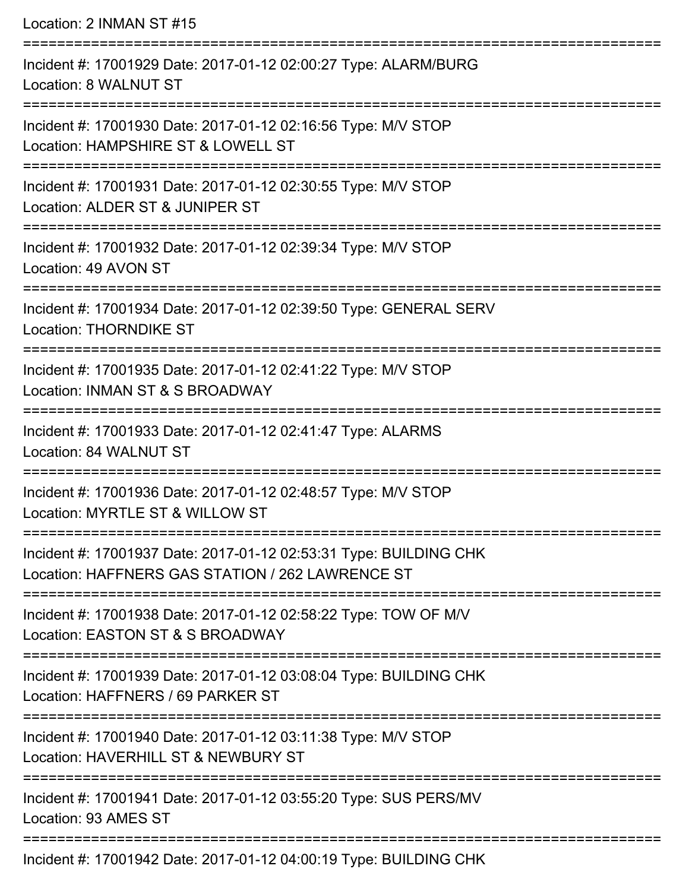Location: 2 INMAN ST #15

===========================================================================

Incident #: 17001929 Date: 2017-01-12 02:00:27 Type: ALARM/BURG
Location: 8 WALNUT ST

===========================================================================

Incident #: 17001930 Date: 2017-01-12 02:16:56 Type: M/V STOP
Location: HAMPSHIRE ST & LOWELL ST

===========================================================================

Incident #: 17001931 Date: 2017-01-12 02:30:55 Type: M/V STOP
Location: ALDER ST & JUNIPER ST

===========================================================================

Incident #: 17001932 Date: 2017-01-12 02:39:34 Type: M/V STOP
Location: 49 AVON ST

===========================================================================

Incident #: 17001934 Date: 2017-01-12 02:39:50 Type: GENERAL SERV
Location: THORNDIKE ST

===========================================================================

Incident #: 17001935 Date: 2017-01-12 02:41:22 Type: M/V STOP
Location: INMAN ST & S BROADWAY

===========================================================================

Incident #: 17001933 Date: 2017-01-12 02:41:47 Type: ALARMS
Location: 84 WALNUT ST

===========================================================================

Incident #: 17001936 Date: 2017-01-12 02:48:57 Type: M/V STOP
Location: MYRTLE ST & WILLOW ST

===========================================================================

Incident #: 17001937 Date: 2017-01-12 02:53:31 Type: BUILDING CHK
Location: HAFFNERS GAS STATION / 262 LAWRENCE ST

===========================================================================

Incident #: 17001938 Date: 2017-01-12 02:58:22 Type: TOW OF M/V
Location: EASTON ST & S BROADWAY

===========================================================================

Incident #: 17001939 Date: 2017-01-12 03:08:04 Type: BUILDING CHK
Location: HAFFNERS / 69 PARKER ST

===========================================================================

Incident #: 17001940 Date: 2017-01-12 03:11:38 Type: M/V STOP
Location: HAVERHILL ST & NEWBURY ST

===========================================================================

Incident #: 17001941 Date: 2017-01-12 03:55:20 Type: SUS PERS/MV
Location: 93 AMES ST

===========================================================================

Incident #: 17001942 Date: 2017-01-12 04:00:19 Type: BUILDING CHK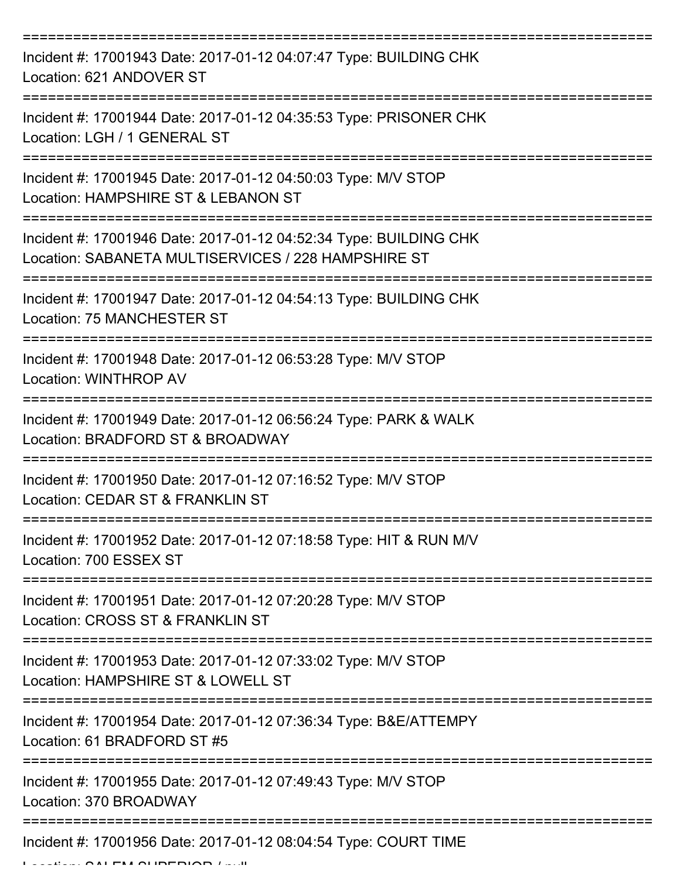===========================================================================

Incident #: 17001943 Date: 2017-01-12 04:07:47 Type: BUILDING CHK
Location: 621 ANDOVER ST

===========================================================================

Incident #: 17001944 Date: 2017-01-12 04:35:53 Type: PRISONER CHK
Location: LGH / 1 GENERAL ST

===========================================================================

Incident #: 17001945 Date: 2017-01-12 04:50:03 Type: M/V STOP
Location: HAMPSHIRE ST & LEBANON ST

===========================================================================

Incident #: 17001946 Date: 2017-01-12 04:52:34 Type: BUILDING CHK
Location: SABANETA MULTISERVICES / 228 HAMPSHIRE ST

===========================================================================

Incident #: 17001947 Date: 2017-01-12 04:54:13 Type: BUILDING CHK
Location: 75 MANCHESTER ST

===========================================================================

Incident #: 17001948 Date: 2017-01-12 06:53:28 Type: M/V STOP
Location: WINTHROP AV

===========================================================================

Incident #: 17001949 Date: 2017-01-12 06:56:24 Type: PARK & WALK
Location: BRADFORD ST & BROADWAY

===========================================================================

Incident #: 17001950 Date: 2017-01-12 07:16:52 Type: M/V STOP
Location: CEDAR ST & FRANKLIN ST

===========================================================================

Incident #: 17001952 Date: 2017-01-12 07:18:58 Type: HIT & RUN M/V
Location: 700 ESSEX ST

===========================================================================

Incident #: 17001951 Date: 2017-01-12 07:20:28 Type: M/V STOP
Location: CROSS ST & FRANKLIN ST

===========================================================================

Incident #: 17001953 Date: 2017-01-12 07:33:02 Type: M/V STOP
Location: HAMPSHIRE ST & LOWELL ST

===========================================================================

Incident #: 17001954 Date: 2017-01-12 07:36:34 Type: B&E/ATTEMPY
Location: 61 BRADFORD ST #5

===========================================================================

Incident #: 17001955 Date: 2017-01-12 07:49:43 Type: M/V STOP
Location: 370 BROADWAY

===========================================================================

Incident #: 17001956 Date: 2017-01-12 08:04:54 Type: COURT TIME
Location: SALEM SUPERIOR / null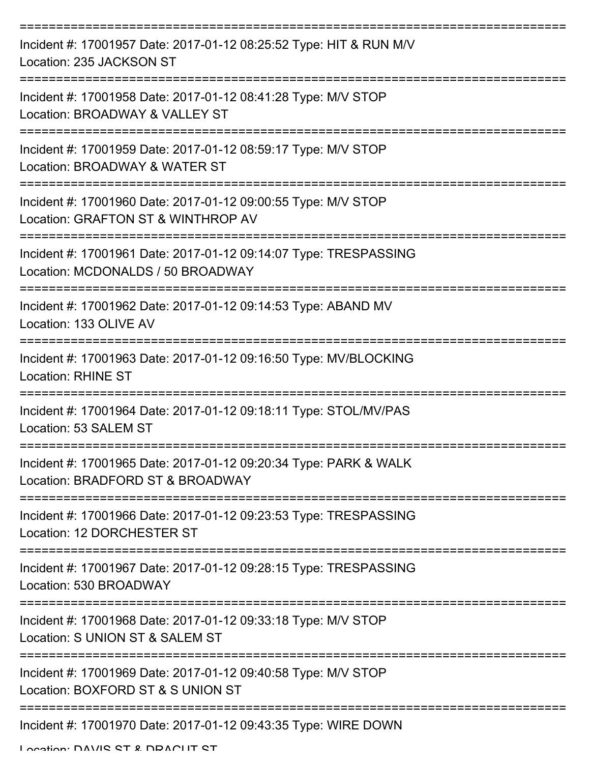Incident #: 17001957 Date: 2017-01-12 08:25:52 Type: HIT & RUN M/V
Location: 235 JACKSON ST

Incident #: 17001958 Date: 2017-01-12 08:41:28 Type: M/V STOP
Location: BROADWAY & VALLEY ST

Incident #: 17001959 Date: 2017-01-12 08:59:17 Type: M/V STOP
Location: BROADWAY & WATER ST

Incident #: 17001960 Date: 2017-01-12 09:00:55 Type: M/V STOP
Location: GRAFTON ST & WINTHROP AV

Incident #: 17001961 Date: 2017-01-12 09:14:07 Type: TRESPASSING
Location: MCDONALDS / 50 BROADWAY

Incident #: 17001962 Date: 2017-01-12 09:14:53 Type: ABAND MV
Location: 133 OLIVE AV

Incident #: 17001963 Date: 2017-01-12 09:16:50 Type: MV/BLOCKING
Location: RHINE ST

Incident #: 17001964 Date: 2017-01-12 09:18:11 Type: STOL/MV/PAS
Location: 53 SALEM ST

Incident #: 17001965 Date: 2017-01-12 09:20:34 Type: PARK & WALK
Location: BRADFORD ST & BROADWAY

Incident #: 17001966 Date: 2017-01-12 09:23:53 Type: TRESPASSING
Location: 12 DORCHESTER ST

Incident #: 17001967 Date: 2017-01-12 09:28:15 Type: TRESPASSING
Location: 530 BROADWAY

Incident #: 17001968 Date: 2017-01-12 09:33:18 Type: M/V STOP
Location: S UNION ST & SALEM ST

Incident #: 17001969 Date: 2017-01-12 09:40:58 Type: M/V STOP
Location: BOXFORD ST & S UNION ST

Incident #: 17001970 Date: 2017-01-12 09:43:35 Type: WIRE DOWN
Location: DAVIS ST & DRACUT ST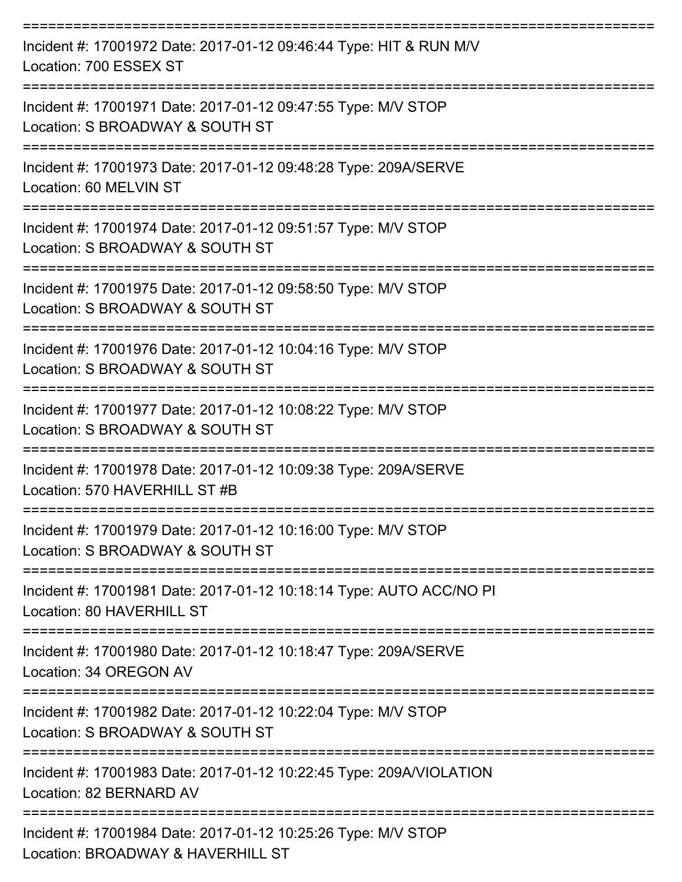===========================================================================

Incident #: 17001972 Date: 2017-01-12 09:46:44 Type: HIT & RUN M/V
Location: 700 ESSEX ST

===========================================================================

Incident #: 17001971 Date: 2017-01-12 09:47:55 Type: M/V STOP
Location: S BROADWAY & SOUTH ST

===========================================================================

Incident #: 17001973 Date: 2017-01-12 09:48:28 Type: 209A/SERVE
Location: 60 MELVIN ST

===========================================================================

Incident #: 17001974 Date: 2017-01-12 09:51:57 Type: M/V STOP
Location: S BROADWAY & SOUTH ST

===========================================================================

Incident #: 17001975 Date: 2017-01-12 09:58:50 Type: M/V STOP
Location: S BROADWAY & SOUTH ST

===========================================================================

Incident #: 17001976 Date: 2017-01-12 10:04:16 Type: M/V STOP
Location: S BROADWAY & SOUTH ST

===========================================================================

Incident #: 17001977 Date: 2017-01-12 10:08:22 Type: M/V STOP
Location: S BROADWAY & SOUTH ST

===========================================================================

Incident #: 17001978 Date: 2017-01-12 10:09:38 Type: 209A/SERVE
Location: 570 HAVERHILL ST #B

===========================================================================

Incident #: 17001979 Date: 2017-01-12 10:16:00 Type: M/V STOP
Location: S BROADWAY & SOUTH ST

===========================================================================

Incident #: 17001981 Date: 2017-01-12 10:18:14 Type: AUTO ACC/NO PI
Location: 80 HAVERHILL ST

===========================================================================

Incident #: 17001980 Date: 2017-01-12 10:18:47 Type: 209A/SERVE
Location: 34 OREGON AV

===========================================================================

Incident #: 17001982 Date: 2017-01-12 10:22:04 Type: M/V STOP
Location: S BROADWAY & SOUTH ST

===========================================================================

Incident #: 17001983 Date: 2017-01-12 10:22:45 Type: 209A/VIOLATION
Location: 82 BERNARD AV

===========================================================================

Incident #: 17001984 Date: 2017-01-12 10:25:26 Type: M/V STOP
Location: BROADWAY & HAVERHILL ST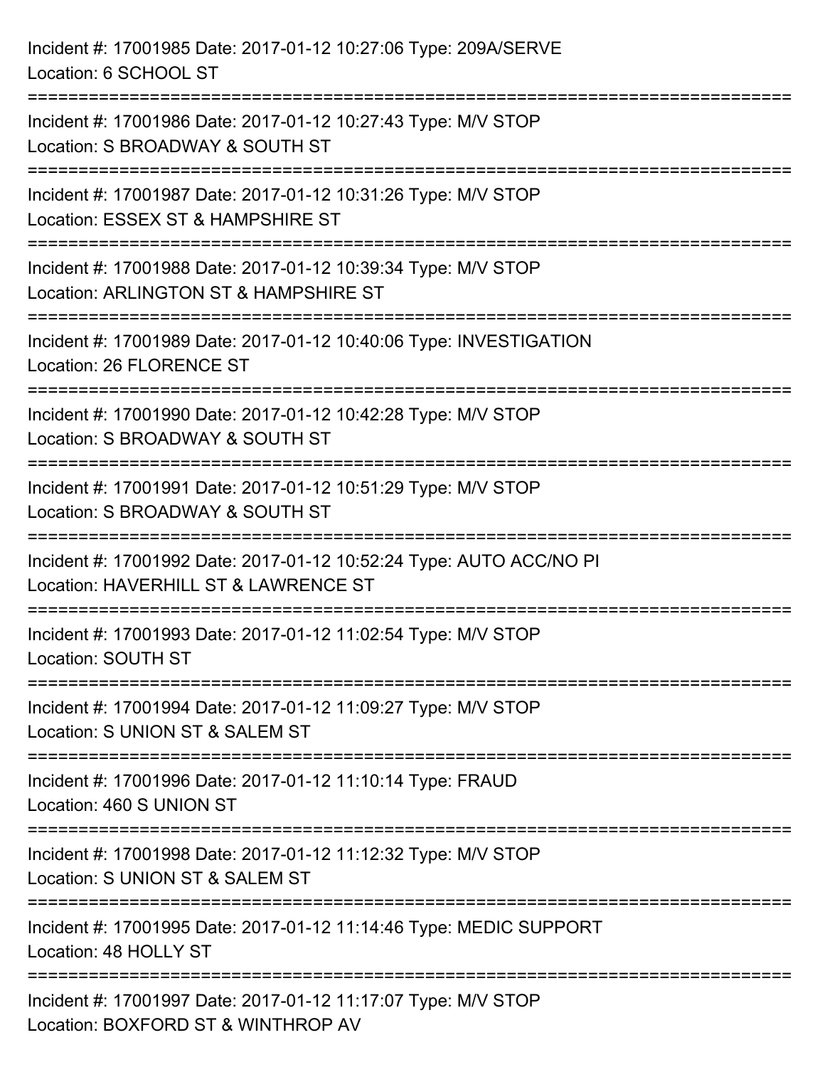Incident #: 17001985 Date: 2017-01-12 10:27:06 Type: 209A/SERVE
Location: 6 SCHOOL ST

===========================================================================

Incident #: 17001986 Date: 2017-01-12 10:27:43 Type: M/V STOP
Location: S BROADWAY & SOUTH ST

===========================================================================

Incident #: 17001987 Date: 2017-01-12 10:31:26 Type: M/V STOP
Location: ESSEX ST & HAMPSHIRE ST

===========================================================================

Incident #: 17001988 Date: 2017-01-12 10:39:34 Type: M/V STOP
Location: ARLINGTON ST & HAMPSHIRE ST

===========================================================================

Incident #: 17001989 Date: 2017-01-12 10:40:06 Type: INVESTIGATION
Location: 26 FLORENCE ST

===========================================================================

Incident #: 17001990 Date: 2017-01-12 10:42:28 Type: M/V STOP
Location: S BROADWAY & SOUTH ST

===========================================================================

Incident #: 17001991 Date: 2017-01-12 10:51:29 Type: M/V STOP
Location: S BROADWAY & SOUTH ST

===========================================================================

Incident #: 17001992 Date: 2017-01-12 10:52:24 Type: AUTO ACC/NO PI
Location: HAVERHILL ST & LAWRENCE ST

===========================================================================

Incident #: 17001993 Date: 2017-01-12 11:02:54 Type: M/V STOP
Location: SOUTH ST

===========================================================================

Incident #: 17001994 Date: 2017-01-12 11:09:27 Type: M/V STOP
Location: S UNION ST & SALEM ST

===========================================================================

Incident #: 17001996 Date: 2017-01-12 11:10:14 Type: FRAUD
Location: 460 S UNION ST

===========================================================================

Incident #: 17001998 Date: 2017-01-12 11:12:32 Type: M/V STOP
Location: S UNION ST & SALEM ST

===========================================================================

Incident #: 17001995 Date: 2017-01-12 11:14:46 Type: MEDIC SUPPORT
Location: 48 HOLLY ST

===========================================================================

Incident #: 17001997 Date: 2017-01-12 11:17:07 Type: M/V STOP
Location: BOXFORD ST & WINTHROP AV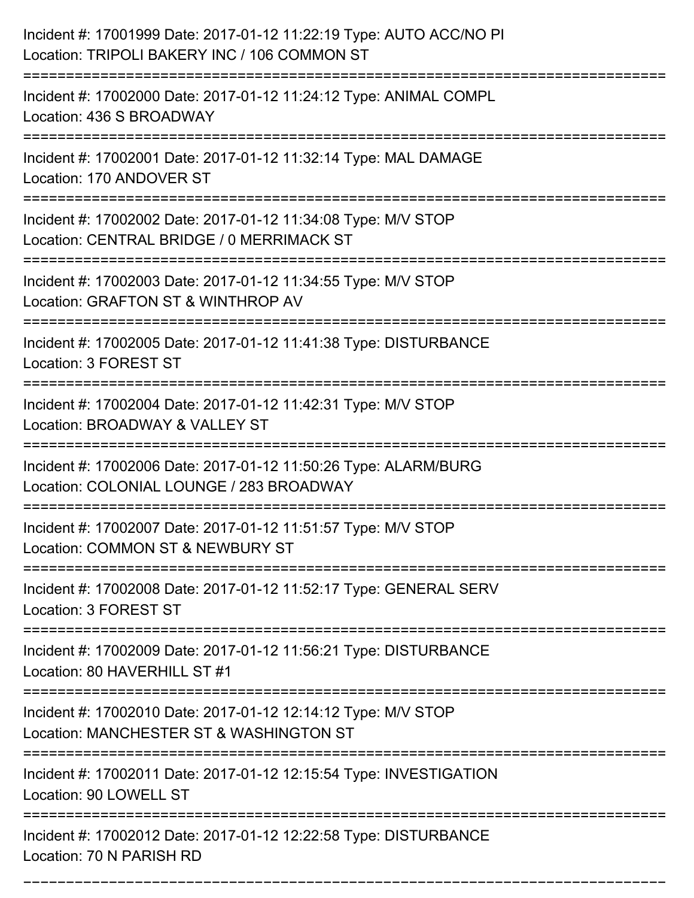Incident #: 17001999 Date: 2017-01-12 11:22:19 Type: AUTO ACC/NO PI
Location: TRIPOLI BAKERY INC / 106 COMMON ST

===========================================================================

Incident #: 17002000 Date: 2017-01-12 11:24:12 Type: ANIMAL COMPL
Location: 436 S BROADWAY

===========================================================================

Incident #: 17002001 Date: 2017-01-12 11:32:14 Type: MAL DAMAGE
Location: 170 ANDOVER ST

===========================================================================

Incident #: 17002002 Date: 2017-01-12 11:34:08 Type: M/V STOP
Location: CENTRAL BRIDGE / 0 MERRIMACK ST

===========================================================================

Incident #: 17002003 Date: 2017-01-12 11:34:55 Type: M/V STOP
Location: GRAFTON ST & WINTHROP AV

===========================================================================

Incident #: 17002005 Date: 2017-01-12 11:41:38 Type: DISTURBANCE
Location: 3 FOREST ST

===========================================================================

Incident #: 17002004 Date: 2017-01-12 11:42:31 Type: M/V STOP
Location: BROADWAY & VALLEY ST

===========================================================================

Incident #: 17002006 Date: 2017-01-12 11:50:26 Type: ALARM/BURG
Location: COLONIAL LOUNGE / 283 BROADWAY

===========================================================================

Incident #: 17002007 Date: 2017-01-12 11:51:57 Type: M/V STOP
Location: COMMON ST & NEWBURY ST

===========================================================================

Incident #: 17002008 Date: 2017-01-12 11:52:17 Type: GENERAL SERV
Location: 3 FOREST ST

===========================================================================

Incident #: 17002009 Date: 2017-01-12 11:56:21 Type: DISTURBANCE
Location: 80 HAVERHILL ST #1

===========================================================================

Incident #: 17002010 Date: 2017-01-12 12:14:12 Type: M/V STOP
Location: MANCHESTER ST & WASHINGTON ST

===========================================================================

Incident #: 17002011 Date: 2017-01-12 12:15:54 Type: INVESTIGATION
Location: 90 LOWELL ST

===========================================================================

Incident #: 17002012 Date: 2017-01-12 12:22:58 Type: DISTURBANCE
Location: 70 N PARISH RD

===========================================================================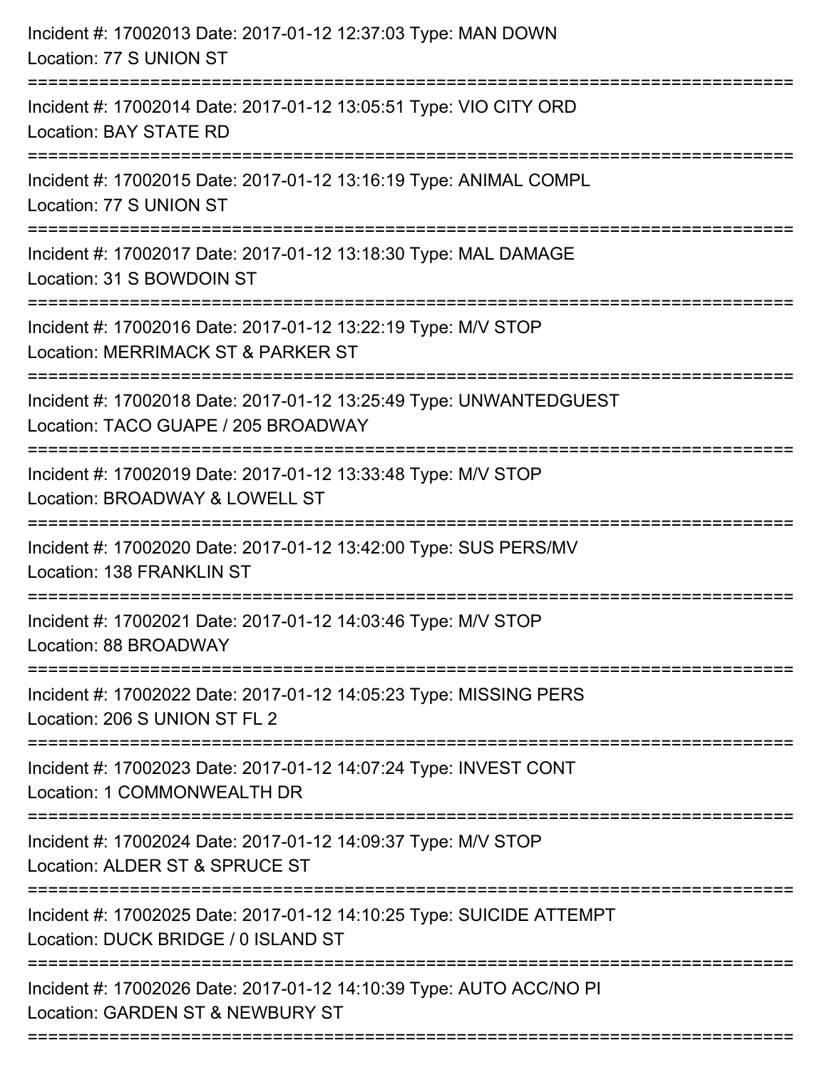Incident #: 17002013 Date: 2017-01-12 12:37:03 Type: MAN DOWN
Location: 77 S UNION ST

===========================================================================

Incident #: 17002014 Date: 2017-01-12 13:05:51 Type: VIO CITY ORD
Location: BAY STATE RD

===========================================================================

Incident #: 17002015 Date: 2017-01-12 13:16:19 Type: ANIMAL COMPL
Location: 77 S UNION ST

===========================================================================

Incident #: 17002017 Date: 2017-01-12 13:18:30 Type: MAL DAMAGE
Location: 31 S BOWDOIN ST

===========================================================================

Incident #: 17002016 Date: 2017-01-12 13:22:19 Type: M/V STOP
Location: MERRIMACK ST & PARKER ST

===========================================================================

Incident #: 17002018 Date: 2017-01-12 13:25:49 Type: UNWANTEDGUEST
Location: TACO GUAPE / 205 BROADWAY

===========================================================================

Incident #: 17002019 Date: 2017-01-12 13:33:48 Type: M/V STOP
Location: BROADWAY & LOWELL ST

===========================================================================

Incident #: 17002020 Date: 2017-01-12 13:42:00 Type: SUS PERS/MV
Location: 138 FRANKLIN ST

===========================================================================

Incident #: 17002021 Date: 2017-01-12 14:03:46 Type: M/V STOP
Location: 88 BROADWAY

===========================================================================

Incident #: 17002022 Date: 2017-01-12 14:05:23 Type: MISSING PERS
Location: 206 S UNION ST FL 2

===========================================================================

Incident #: 17002023 Date: 2017-01-12 14:07:24 Type: INVEST CONT
Location: 1 COMMONWEALTH DR

===========================================================================

Incident #: 17002024 Date: 2017-01-12 14:09:37 Type: M/V STOP
Location: ALDER ST & SPRUCE ST

===========================================================================

Incident #: 17002025 Date: 2017-01-12 14:10:25 Type: SUICIDE ATTEMPT
Location: DUCK BRIDGE / 0 ISLAND ST

===========================================================================

Incident #: 17002026 Date: 2017-01-12 14:10:39 Type: AUTO ACC/NO PI
Location: GARDEN ST & NEWBURY ST

===========================================================================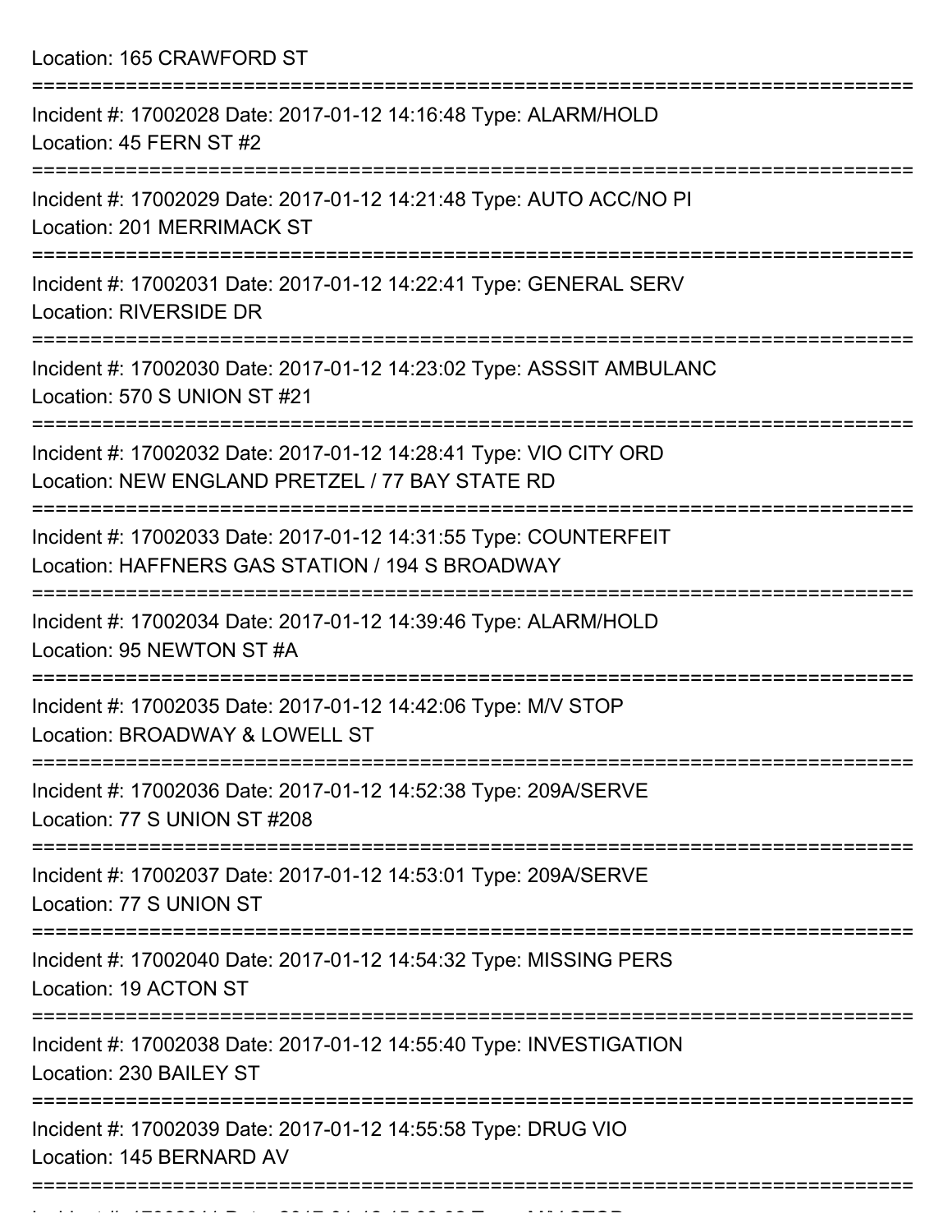Location: 165 CRAWFORD ST

===========================================================================

Incident #: 17002028 Date: 2017-01-12 14:16:48 Type: ALARM/HOLD
Location: 45 FERN ST #2

===========================================================================

Incident #: 17002029 Date: 2017-01-12 14:21:48 Type: AUTO ACC/NO PI
Location: 201 MERRIMACK ST

===========================================================================

Incident #: 17002031 Date: 2017-01-12 14:22:41 Type: GENERAL SERV
Location: RIVERSIDE DR

===========================================================================

Incident #: 17002030 Date: 2017-01-12 14:23:02 Type: ASSSIT AMBULANC
Location: 570 S UNION ST #21

===========================================================================

Incident #: 17002032 Date: 2017-01-12 14:28:41 Type: VIO CITY ORD
Location: NEW ENGLAND PRETZEL / 77 BAY STATE RD

===========================================================================

Incident #: 17002033 Date: 2017-01-12 14:31:55 Type: COUNTERFEIT
Location: HAFFNERS GAS STATION / 194 S BROADWAY

===========================================================================

Incident #: 17002034 Date: 2017-01-12 14:39:46 Type: ALARM/HOLD
Location: 95 NEWTON ST #A

===========================================================================

Incident #: 17002035 Date: 2017-01-12 14:42:06 Type: M/V STOP
Location: BROADWAY & LOWELL ST

===========================================================================

Incident #: 17002036 Date: 2017-01-12 14:52:38 Type: 209A/SERVE
Location: 77 S UNION ST #208

===========================================================================

Incident #: 17002037 Date: 2017-01-12 14:53:01 Type: 209A/SERVE
Location: 77 S UNION ST

===========================================================================

Incident #: 17002040 Date: 2017-01-12 14:54:32 Type: MISSING PERS
Location: 19 ACTON ST

===========================================================================

Incident #: 17002038 Date: 2017-01-12 14:55:40 Type: INVESTIGATION
Location: 230 BAILEY ST

===========================================================================

Incident #: 17002039 Date: 2017-01-12 14:55:58 Type: DRUG VIO
Location: 145 BERNARD AV

===========================================================================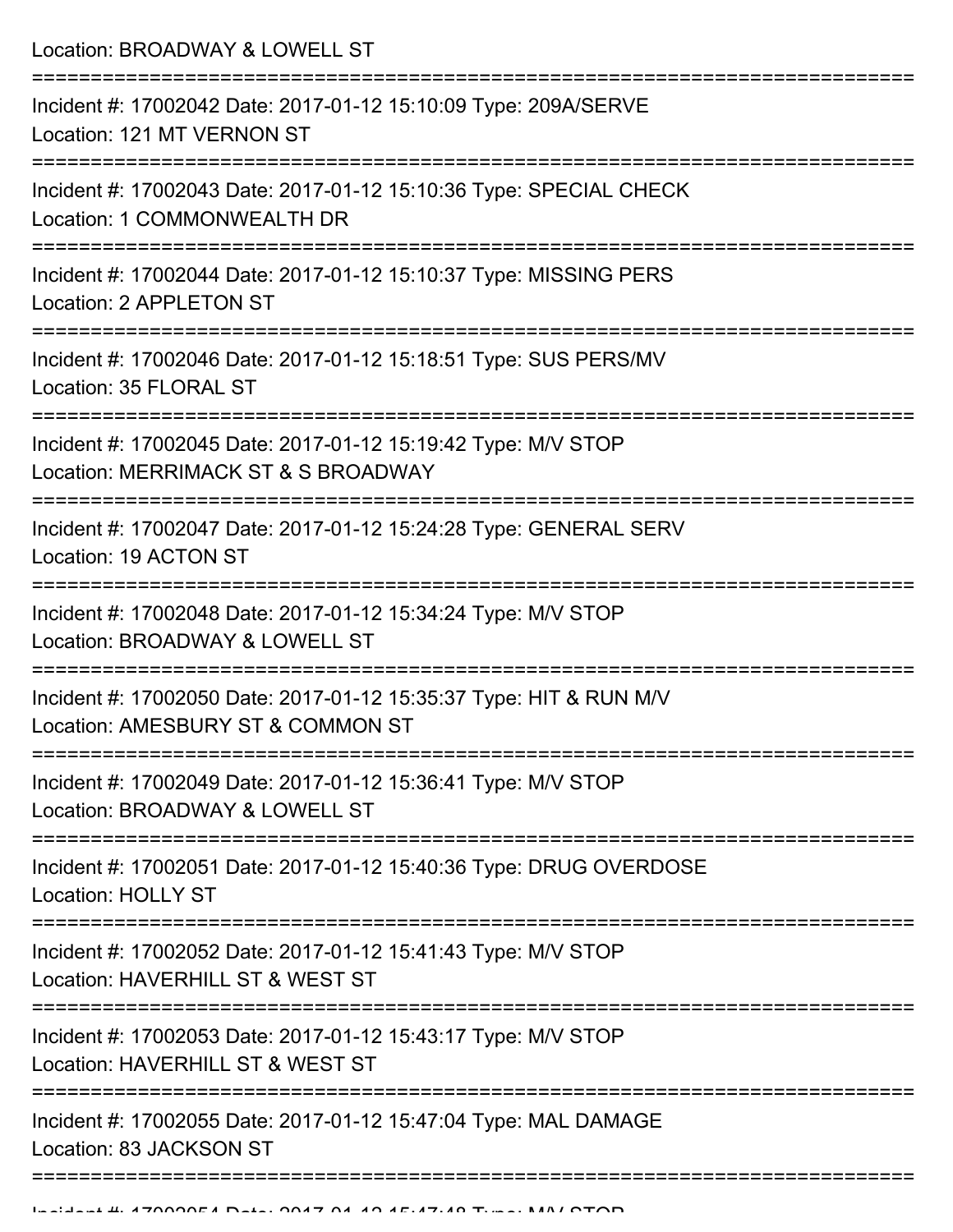Location: BROADWAY & LOWELL ST

===========================================================================

Incident #: 17002042 Date: 2017-01-12 15:10:09 Type: 209A/SERVE
Location: 121 MT VERNON ST

===========================================================================

Incident #: 17002043 Date: 2017-01-12 15:10:36 Type: SPECIAL CHECK
Location: 1 COMMONWEALTH DR

===========================================================================

Incident #: 17002044 Date: 2017-01-12 15:10:37 Type: MISSING PERS
Location: 2 APPLETON ST

===========================================================================

Incident #: 17002046 Date: 2017-01-12 15:18:51 Type: SUS PERS/MV
Location: 35 FLORAL ST

===========================================================================

Incident #: 17002045 Date: 2017-01-12 15:19:42 Type: M/V STOP
Location: MERRIMACK ST & S BROADWAY

===========================================================================

Incident #: 17002047 Date: 2017-01-12 15:24:28 Type: GENERAL SERV
Location: 19 ACTON ST

===========================================================================

Incident #: 17002048 Date: 2017-01-12 15:34:24 Type: M/V STOP
Location: BROADWAY & LOWELL ST

===========================================================================

Incident #: 17002050 Date: 2017-01-12 15:35:37 Type: HIT & RUN M/V
Location: AMESBURY ST & COMMON ST

===========================================================================

Incident #: 17002049 Date: 2017-01-12 15:36:41 Type: M/V STOP
Location: BROADWAY & LOWELL ST

===========================================================================

Incident #: 17002051 Date: 2017-01-12 15:40:36 Type: DRUG OVERDOSE
Location: HOLLY ST

===========================================================================

Incident #: 17002052 Date: 2017-01-12 15:41:43 Type: M/V STOP
Location: HAVERHILL ST & WEST ST

===========================================================================

Incident #: 17002053 Date: 2017-01-12 15:43:17 Type: M/V STOP
Location: HAVERHILL ST & WEST ST

===========================================================================

Incident #: 17002055 Date: 2017-01-12 15:47:04 Type: MAL DAMAGE
Location: 83 JACKSON ST

===========================================================================

Incident #: 17002054 Date: 2017-01-12 15:47:48 Type: M/V STOP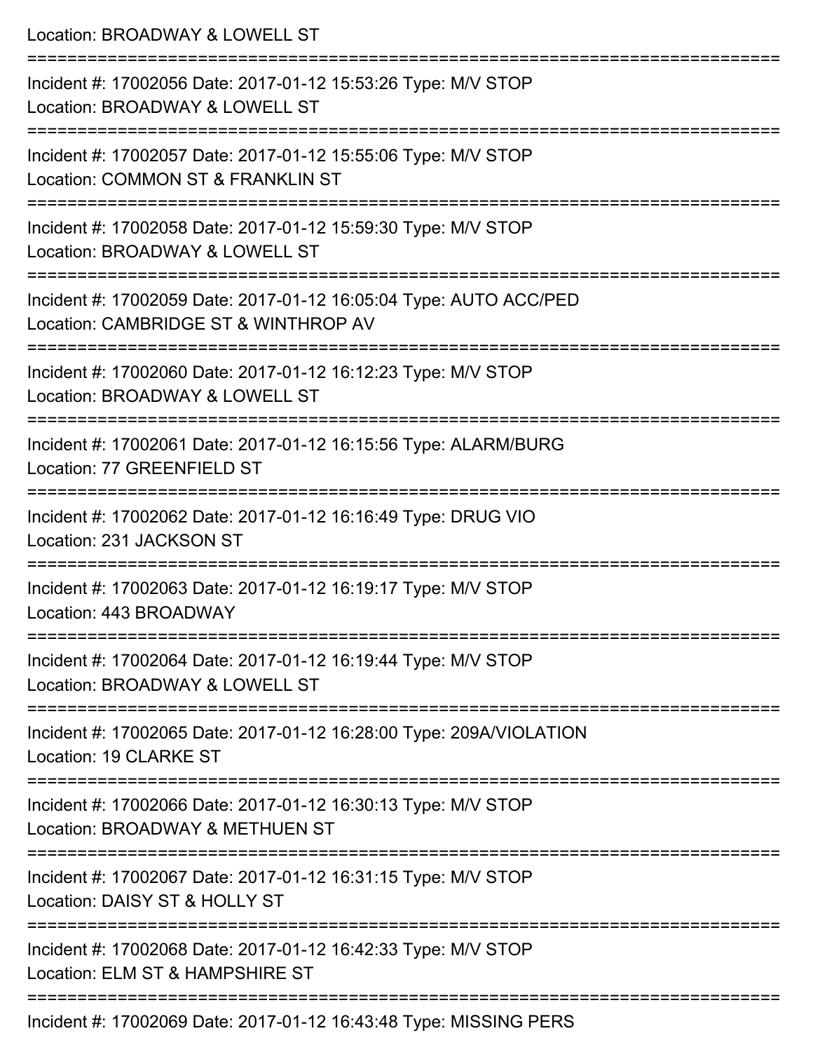Location: BROADWAY & LOWELL ST

===========================================================================

Incident #: 17002056 Date: 2017-01-12 15:53:26 Type: M/V STOP
Location: BROADWAY & LOWELL ST

===========================================================================

Incident #: 17002057 Date: 2017-01-12 15:55:06 Type: M/V STOP
Location: COMMON ST & FRANKLIN ST

===========================================================================

Incident #: 17002058 Date: 2017-01-12 15:59:30 Type: M/V STOP
Location: BROADWAY & LOWELL ST

===========================================================================

Incident #: 17002059 Date: 2017-01-12 16:05:04 Type: AUTO ACC/PED
Location: CAMBRIDGE ST & WINTHROP AV

===========================================================================

Incident #: 17002060 Date: 2017-01-12 16:12:23 Type: M/V STOP
Location: BROADWAY & LOWELL ST

===========================================================================

Incident #: 17002061 Date: 2017-01-12 16:15:56 Type: ALARM/BURG
Location: 77 GREENFIELD ST

===========================================================================

Incident #: 17002062 Date: 2017-01-12 16:16:49 Type: DRUG VIO
Location: 231 JACKSON ST

===========================================================================

Incident #: 17002063 Date: 2017-01-12 16:19:17 Type: M/V STOP
Location: 443 BROADWAY

===========================================================================

Incident #: 17002064 Date: 2017-01-12 16:19:44 Type: M/V STOP
Location: BROADWAY & LOWELL ST

===========================================================================

Incident #: 17002065 Date: 2017-01-12 16:28:00 Type: 209A/VIOLATION
Location: 19 CLARKE ST

===========================================================================

Incident #: 17002066 Date: 2017-01-12 16:30:13 Type: M/V STOP
Location: BROADWAY & METHUEN ST

===========================================================================

Incident #: 17002067 Date: 2017-01-12 16:31:15 Type: M/V STOP
Location: DAISY ST & HOLLY ST

===========================================================================

Incident #: 17002068 Date: 2017-01-12 16:42:33 Type: M/V STOP
Location: ELM ST & HAMPSHIRE ST

===========================================================================

Incident #: 17002069 Date: 2017-01-12 16:43:48 Type: MISSING PERS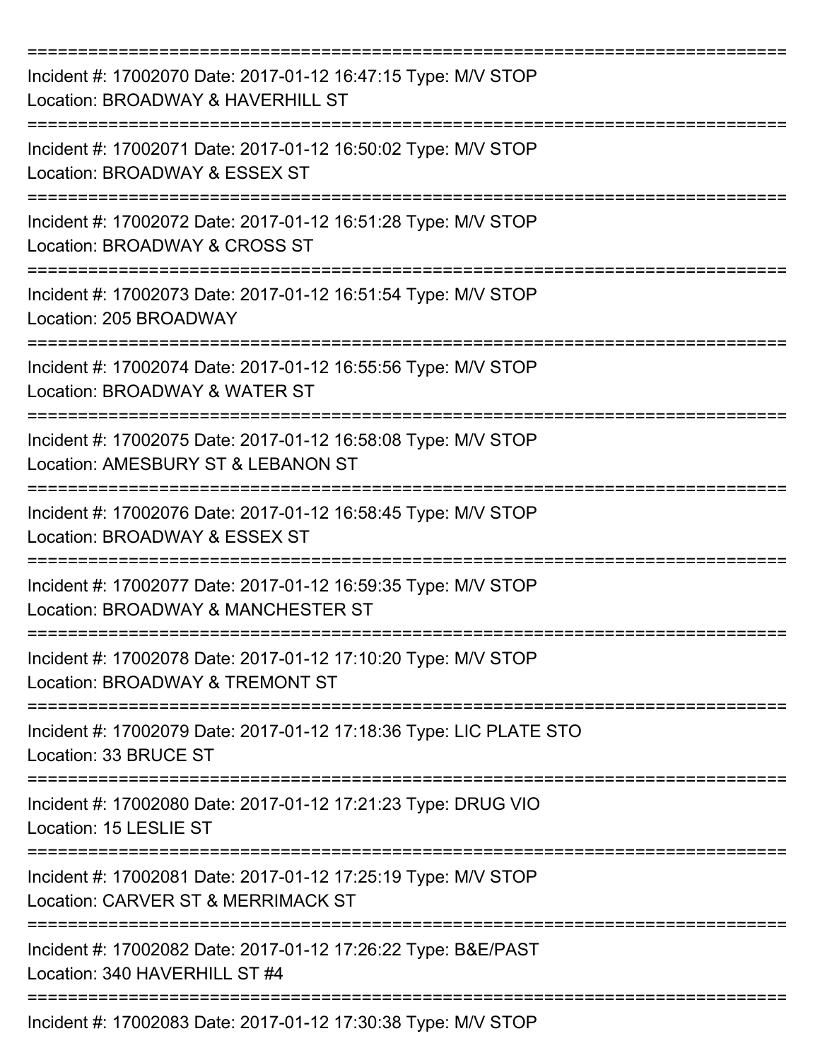===========================================================================
Incident #: 17002070 Date: 2017-01-12 16:47:15 Type: M/V STOP
Location: BROADWAY & HAVERHILL ST
===========================================================================
Incident #: 17002071 Date: 2017-01-12 16:50:02 Type: M/V STOP
Location: BROADWAY & ESSEX ST
===========================================================================
Incident #: 17002072 Date: 2017-01-12 16:51:28 Type: M/V STOP
Location: BROADWAY & CROSS ST
===========================================================================
Incident #: 17002073 Date: 2017-01-12 16:51:54 Type: M/V STOP
Location: 205 BROADWAY
===========================================================================
Incident #: 17002074 Date: 2017-01-12 16:55:56 Type: M/V STOP
Location: BROADWAY & WATER ST
===========================================================================
Incident #: 17002075 Date: 2017-01-12 16:58:08 Type: M/V STOP
Location: AMESBURY ST & LEBANON ST
===========================================================================
Incident #: 17002076 Date: 2017-01-12 16:58:45 Type: M/V STOP
Location: BROADWAY & ESSEX ST
===========================================================================
Incident #: 17002077 Date: 2017-01-12 16:59:35 Type: M/V STOP
Location: BROADWAY & MANCHESTER ST
===========================================================================
Incident #: 17002078 Date: 2017-01-12 17:10:20 Type: M/V STOP
Location: BROADWAY & TREMONT ST
===========================================================================
Incident #: 17002079 Date: 2017-01-12 17:18:36 Type: LIC PLATE STO
Location: 33 BRUCE ST
===========================================================================
Incident #: 17002080 Date: 2017-01-12 17:21:23 Type: DRUG VIO
Location: 15 LESLIE ST
===========================================================================
Incident #: 17002081 Date: 2017-01-12 17:25:19 Type: M/V STOP
Location: CARVER ST & MERRIMACK ST
===========================================================================
Incident #: 17002082 Date: 2017-01-12 17:26:22 Type: B&E/PAST
Location: 340 HAVERHILL ST #4
===========================================================================
Incident #: 17002083 Date: 2017-01-12 17:30:38 Type: M/V STOP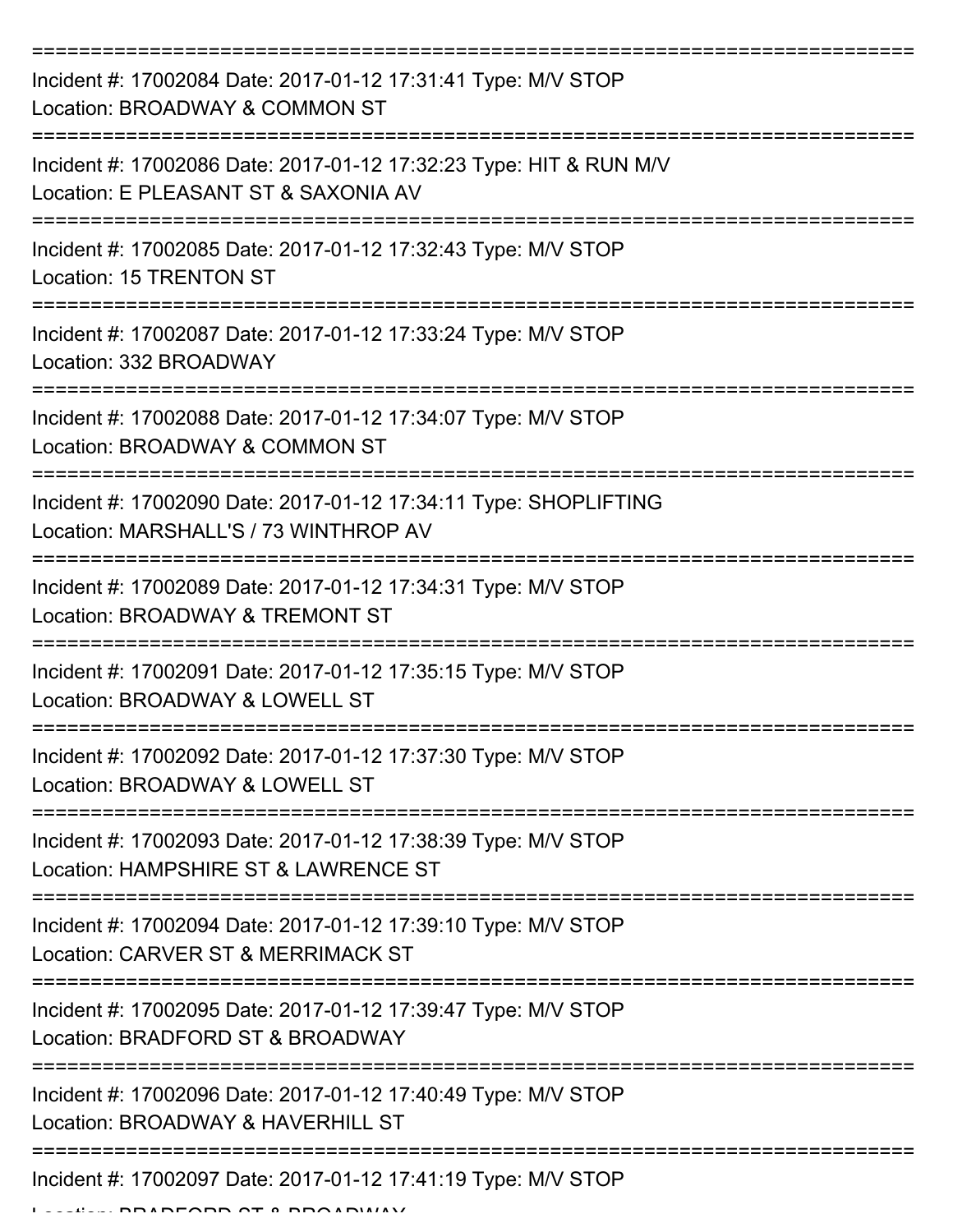Incident #: 17002084 Date: 2017-01-12 17:31:41 Type: M/V STOP
Location: BROADWAY & COMMON ST

Incident #: 17002086 Date: 2017-01-12 17:32:23 Type: HIT & RUN M/V
Location: E PLEASANT ST & SAXONIA AV

Incident #: 17002085 Date: 2017-01-12 17:32:43 Type: M/V STOP
Location: 15 TRENTON ST

Incident #: 17002087 Date: 2017-01-12 17:33:24 Type: M/V STOP
Location: 332 BROADWAY

Incident #: 17002088 Date: 2017-01-12 17:34:07 Type: M/V STOP
Location: BROADWAY & COMMON ST

Incident #: 17002090 Date: 2017-01-12 17:34:11 Type: SHOPLIFTING
Location: MARSHALL'S / 73 WINTHROP AV

Incident #: 17002089 Date: 2017-01-12 17:34:31 Type: M/V STOP
Location: BROADWAY & TREMONT ST

Incident #: 17002091 Date: 2017-01-12 17:35:15 Type: M/V STOP
Location: BROADWAY & LOWELL ST

Incident #: 17002092 Date: 2017-01-12 17:37:30 Type: M/V STOP
Location: BROADWAY & LOWELL ST

Incident #: 17002093 Date: 2017-01-12 17:38:39 Type: M/V STOP
Location: HAMPSHIRE ST & LAWRENCE ST

Incident #: 17002094 Date: 2017-01-12 17:39:10 Type: M/V STOP
Location: CARVER ST & MERRIMACK ST

Incident #: 17002095 Date: 2017-01-12 17:39:47 Type: M/V STOP
Location: BRADFORD ST & BROADWAY

Incident #: 17002096 Date: 2017-01-12 17:40:49 Type: M/V STOP
Location: BROADWAY & HAVERHILL ST

Incident #: 17002097 Date: 2017-01-12 17:41:19 Type: M/V STOP
Location: BRADFORD ST & BROADWAY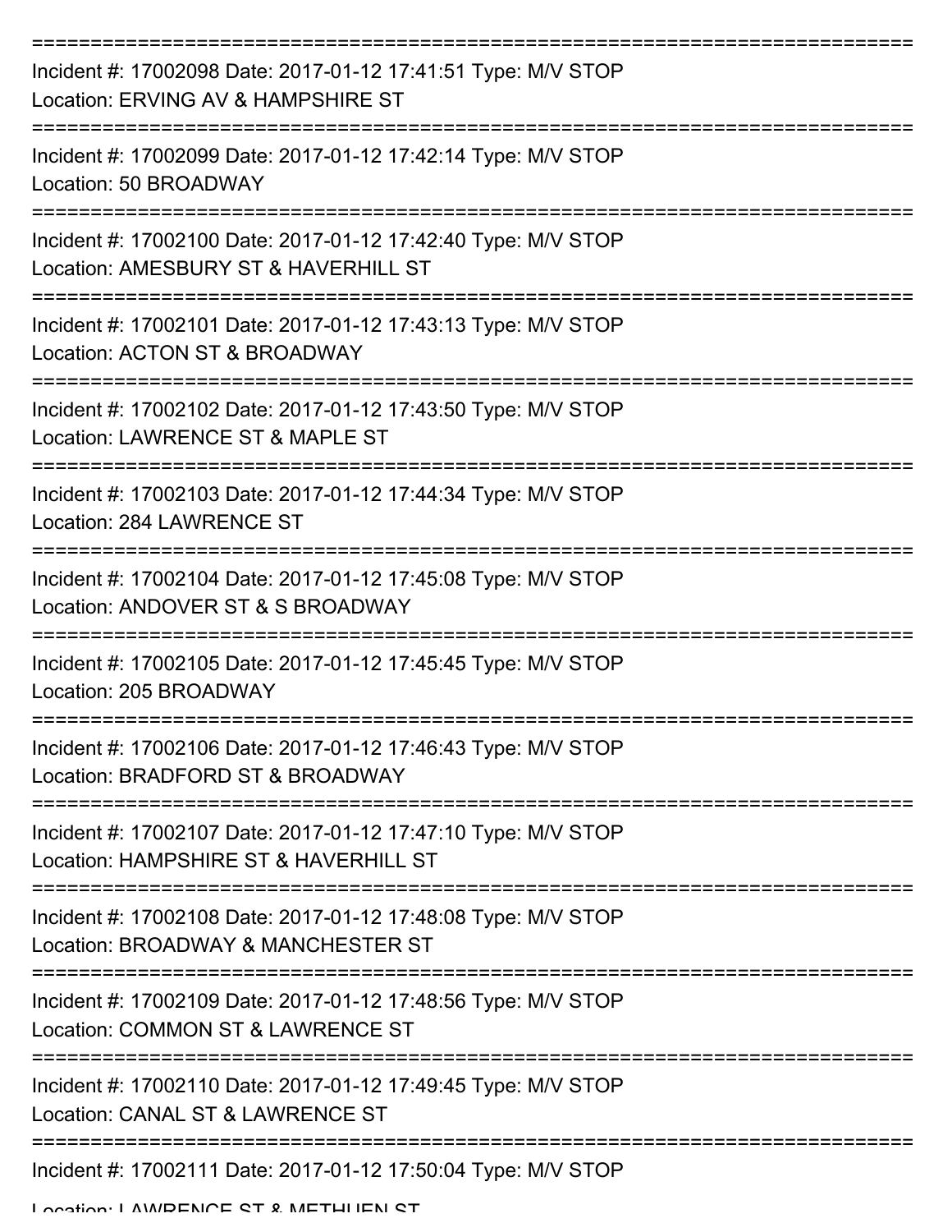===========================================================================

Incident #: 17002098 Date: 2017-01-12 17:41:51 Type: M/V STOP
Location: ERVING AV & HAMPSHIRE ST

===========================================================================

Incident #: 17002099 Date: 2017-01-12 17:42:14 Type: M/V STOP
Location: 50 BROADWAY

===========================================================================

Incident #: 17002100 Date: 2017-01-12 17:42:40 Type: M/V STOP
Location: AMESBURY ST & HAVERHILL ST

===========================================================================

Incident #: 17002101 Date: 2017-01-12 17:43:13 Type: M/V STOP
Location: ACTON ST & BROADWAY

===========================================================================

Incident #: 17002102 Date: 2017-01-12 17:43:50 Type: M/V STOP
Location: LAWRENCE ST & MAPLE ST

===========================================================================

Incident #: 17002103 Date: 2017-01-12 17:44:34 Type: M/V STOP
Location: 284 LAWRENCE ST

===========================================================================

Incident #: 17002104 Date: 2017-01-12 17:45:08 Type: M/V STOP
Location: ANDOVER ST & S BROADWAY

===========================================================================

Incident #: 17002105 Date: 2017-01-12 17:45:45 Type: M/V STOP
Location: 205 BROADWAY

===========================================================================

Incident #: 17002106 Date: 2017-01-12 17:46:43 Type: M/V STOP
Location: BRADFORD ST & BROADWAY

===========================================================================

Incident #: 17002107 Date: 2017-01-12 17:47:10 Type: M/V STOP
Location: HAMPSHIRE ST & HAVERHILL ST

===========================================================================

Incident #: 17002108 Date: 2017-01-12 17:48:08 Type: M/V STOP
Location: BROADWAY & MANCHESTER ST

===========================================================================

Incident #: 17002109 Date: 2017-01-12 17:48:56 Type: M/V STOP
Location: COMMON ST & LAWRENCE ST

===========================================================================

Incident #: 17002110 Date: 2017-01-12 17:49:45 Type: M/V STOP
Location: CANAL ST & LAWRENCE ST

===========================================================================

Incident #: 17002111 Date: 2017-01-12 17:50:04 Type: M/V STOP
Location: LAWRENCE ST & METHUEN ST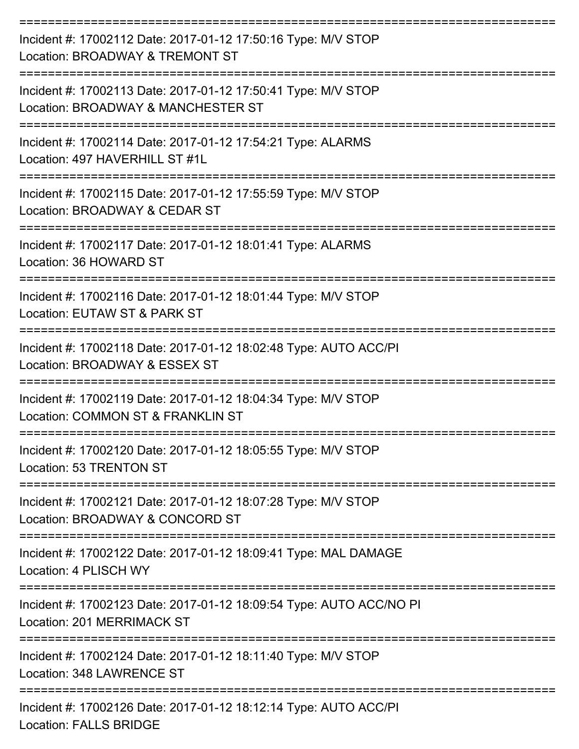==============================================================================
Incident #: 17002112 Date: 2017-01-12 17:50:16 Type: M/V STOP
Location: BROADWAY & TREMONT ST
==============================================================================
Incident #: 17002113 Date: 2017-01-12 17:50:41 Type: M/V STOP
Location: BROADWAY & MANCHESTER ST
==============================================================================
Incident #: 17002114 Date: 2017-01-12 17:54:21 Type: ALARMS
Location: 497 HAVERHILL ST #1L
==============================================================================
Incident #: 17002115 Date: 2017-01-12 17:55:59 Type: M/V STOP
Location: BROADWAY & CEDAR ST
==============================================================================
Incident #: 17002117 Date: 2017-01-12 18:01:41 Type: ALARMS
Location: 36 HOWARD ST
==============================================================================
Incident #: 17002116 Date: 2017-01-12 18:01:44 Type: M/V STOP
Location: EUTAW ST & PARK ST
==============================================================================
Incident #: 17002118 Date: 2017-01-12 18:02:48 Type: AUTO ACC/PI
Location: BROADWAY & ESSEX ST
==============================================================================
Incident #: 17002119 Date: 2017-01-12 18:04:34 Type: M/V STOP
Location: COMMON ST & FRANKLIN ST
==============================================================================
Incident #: 17002120 Date: 2017-01-12 18:05:55 Type: M/V STOP
Location: 53 TRENTON ST
==============================================================================
Incident #: 17002121 Date: 2017-01-12 18:07:28 Type: M/V STOP
Location: BROADWAY & CONCORD ST
==============================================================================
Incident #: 17002122 Date: 2017-01-12 18:09:41 Type: MAL DAMAGE
Location: 4 PLISCH WY
==============================================================================
Incident #: 17002123 Date: 2017-01-12 18:09:54 Type: AUTO ACC/NO PI
Location: 201 MERRIMACK ST
==============================================================================
Incident #: 17002124 Date: 2017-01-12 18:11:40 Type: M/V STOP
Location: 348 LAWRENCE ST
==============================================================================
Incident #: 17002126 Date: 2017-01-12 18:12:14 Type: AUTO ACC/PI
Location: FALLS BRIDGE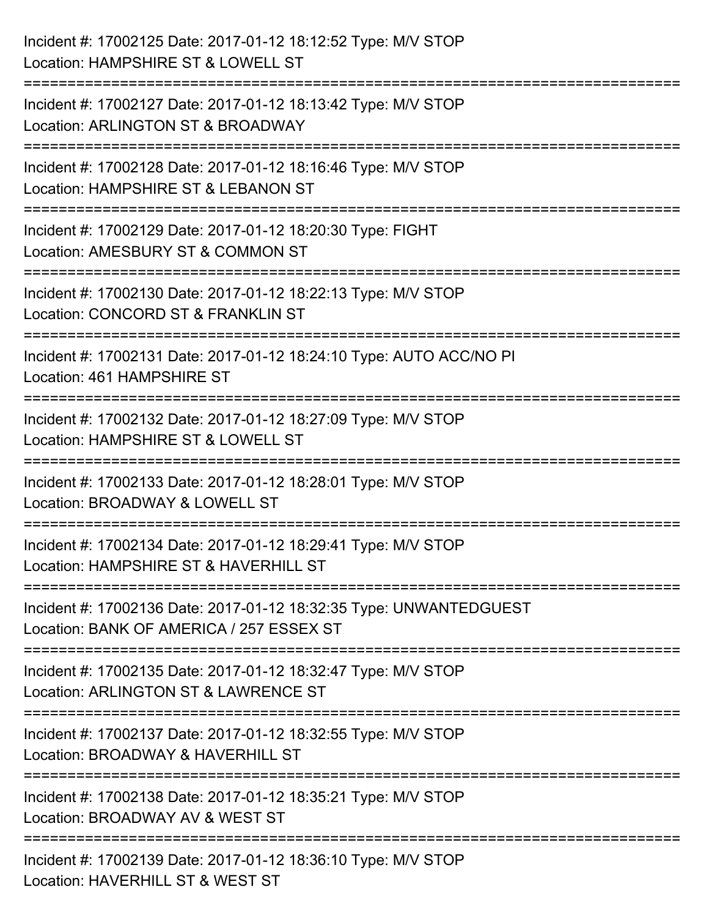Incident #: 17002125 Date: 2017-01-12 18:12:52 Type: M/V STOP
Location: HAMPSHIRE ST & LOWELL ST

===========================================================================

Incident #: 17002127 Date: 2017-01-12 18:13:42 Type: M/V STOP
Location: ARLINGTON ST & BROADWAY

===========================================================================

Incident #: 17002128 Date: 2017-01-12 18:16:46 Type: M/V STOP
Location: HAMPSHIRE ST & LEBANON ST

===========================================================================

Incident #: 17002129 Date: 2017-01-12 18:20:30 Type: FIGHT
Location: AMESBURY ST & COMMON ST

===========================================================================

Incident #: 17002130 Date: 2017-01-12 18:22:13 Type: M/V STOP
Location: CONCORD ST & FRANKLIN ST

===========================================================================

Incident #: 17002131 Date: 2017-01-12 18:24:10 Type: AUTO ACC/NO PI
Location: 461 HAMPSHIRE ST

===========================================================================

Incident #: 17002132 Date: 2017-01-12 18:27:09 Type: M/V STOP
Location: HAMPSHIRE ST & LOWELL ST

===========================================================================

Incident #: 17002133 Date: 2017-01-12 18:28:01 Type: M/V STOP
Location: BROADWAY & LOWELL ST

===========================================================================

Incident #: 17002134 Date: 2017-01-12 18:29:41 Type: M/V STOP
Location: HAMPSHIRE ST & HAVERHILL ST

===========================================================================

Incident #: 17002136 Date: 2017-01-12 18:32:35 Type: UNWANTEDGUEST
Location: BANK OF AMERICA / 257 ESSEX ST

===========================================================================

Incident #: 17002135 Date: 2017-01-12 18:32:47 Type: M/V STOP
Location: ARLINGTON ST & LAWRENCE ST

===========================================================================

Incident #: 17002137 Date: 2017-01-12 18:32:55 Type: M/V STOP
Location: BROADWAY & HAVERHILL ST

===========================================================================

Incident #: 17002138 Date: 2017-01-12 18:35:21 Type: M/V STOP
Location: BROADWAY AV & WEST ST

===========================================================================

Incident #: 17002139 Date: 2017-01-12 18:36:10 Type: M/V STOP
Location: HAVERHILL ST & WEST ST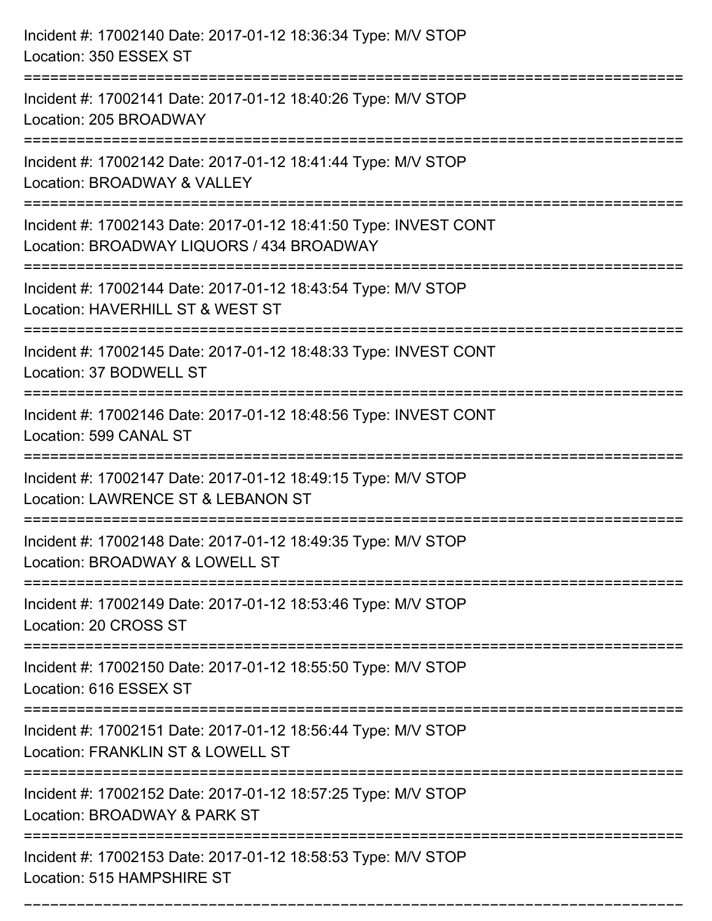Incident #: 17002140 Date: 2017-01-12 18:36:34 Type: M/V STOP
Location: 350 ESSEX ST

===========================================================================

Incident #: 17002141 Date: 2017-01-12 18:40:26 Type: M/V STOP
Location: 205 BROADWAY

===========================================================================

Incident #: 17002142 Date: 2017-01-12 18:41:44 Type: M/V STOP
Location: BROADWAY & VALLEY

===========================================================================

Incident #: 17002143 Date: 2017-01-12 18:41:50 Type: INVEST CONT
Location: BROADWAY LIQUORS / 434 BROADWAY

===========================================================================

Incident #: 17002144 Date: 2017-01-12 18:43:54 Type: M/V STOP
Location: HAVERHILL ST & WEST ST

===========================================================================

Incident #: 17002145 Date: 2017-01-12 18:48:33 Type: INVEST CONT
Location: 37 BODWELL ST

===========================================================================

Incident #: 17002146 Date: 2017-01-12 18:48:56 Type: INVEST CONT
Location: 599 CANAL ST

===========================================================================

Incident #: 17002147 Date: 2017-01-12 18:49:15 Type: M/V STOP
Location: LAWRENCE ST & LEBANON ST

===========================================================================

Incident #: 17002148 Date: 2017-01-12 18:49:35 Type: M/V STOP
Location: BROADWAY & LOWELL ST

===========================================================================

Incident #: 17002149 Date: 2017-01-12 18:53:46 Type: M/V STOP
Location: 20 CROSS ST

===========================================================================

Incident #: 17002150 Date: 2017-01-12 18:55:50 Type: M/V STOP
Location: 616 ESSEX ST

===========================================================================

Incident #: 17002151 Date: 2017-01-12 18:56:44 Type: M/V STOP
Location: FRANKLIN ST & LOWELL ST

===========================================================================

Incident #: 17002152 Date: 2017-01-12 18:57:25 Type: M/V STOP
Location: BROADWAY & PARK ST

===========================================================================

Incident #: 17002153 Date: 2017-01-12 18:58:53 Type: M/V STOP
Location: 515 HAMPSHIRE ST

===========================================================================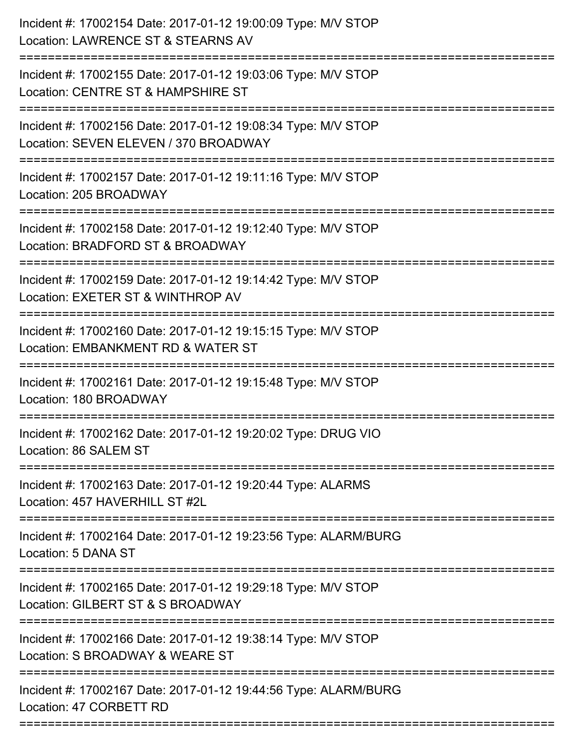Incident #: 17002154 Date: 2017-01-12 19:00:09 Type: M/V STOP
Location: LAWRENCE ST & STEARNS AV

===========================================================================

Incident #: 17002155 Date: 2017-01-12 19:03:06 Type: M/V STOP
Location: CENTRE ST & HAMPSHIRE ST

===========================================================================

Incident #: 17002156 Date: 2017-01-12 19:08:34 Type: M/V STOP
Location: SEVEN ELEVEN / 370 BROADWAY

===========================================================================

Incident #: 17002157 Date: 2017-01-12 19:11:16 Type: M/V STOP
Location: 205 BROADWAY

===========================================================================

Incident #: 17002158 Date: 2017-01-12 19:12:40 Type: M/V STOP
Location: BRADFORD ST & BROADWAY

===========================================================================

Incident #: 17002159 Date: 2017-01-12 19:14:42 Type: M/V STOP
Location: EXETER ST & WINTHROP AV

===========================================================================

Incident #: 17002160 Date: 2017-01-12 19:15:15 Type: M/V STOP
Location: EMBANKMENT RD & WATER ST

===========================================================================

Incident #: 17002161 Date: 2017-01-12 19:15:48 Type: M/V STOP
Location: 180 BROADWAY

===========================================================================

Incident #: 17002162 Date: 2017-01-12 19:20:02 Type: DRUG VIO
Location: 86 SALEM ST

===========================================================================

Incident #: 17002163 Date: 2017-01-12 19:20:44 Type: ALARMS
Location: 457 HAVERHILL ST #2L

===========================================================================

Incident #: 17002164 Date: 2017-01-12 19:23:56 Type: ALARM/BURG
Location: 5 DANA ST

===========================================================================

Incident #: 17002165 Date: 2017-01-12 19:29:18 Type: M/V STOP
Location: GILBERT ST & S BROADWAY

===========================================================================

Incident #: 17002166 Date: 2017-01-12 19:38:14 Type: M/V STOP
Location: S BROADWAY & WEARE ST

===========================================================================

Incident #: 17002167 Date: 2017-01-12 19:44:56 Type: ALARM/BURG
Location: 47 CORBETT RD

===========================================================================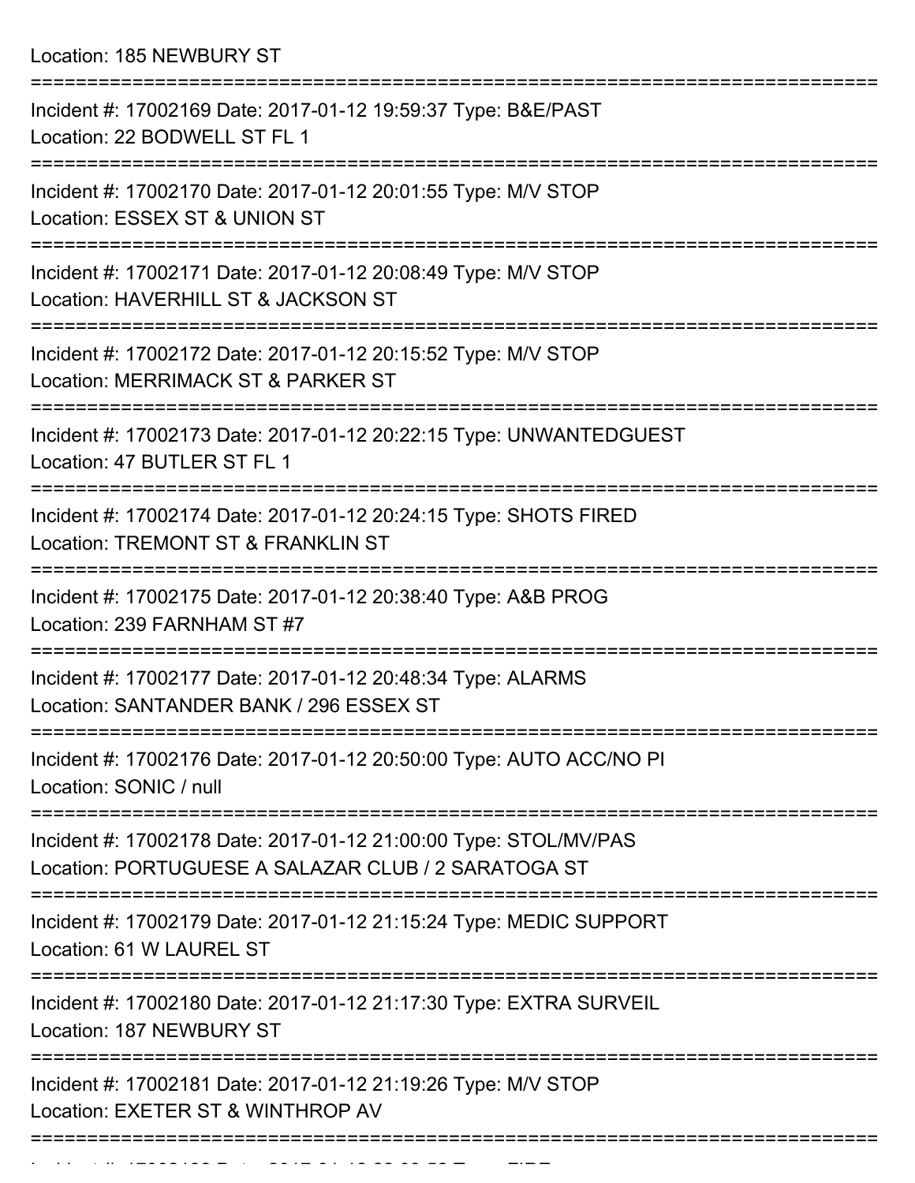Location: 185 NEWBURY ST

===========================================================================

Incident #: 17002169 Date: 2017-01-12 19:59:37 Type: B&E/PAST
Location: 22 BODWELL ST FL 1

===========================================================================

Incident #: 17002170 Date: 2017-01-12 20:01:55 Type: M/V STOP
Location: ESSEX ST & UNION ST

===========================================================================

Incident #: 17002171 Date: 2017-01-12 20:08:49 Type: M/V STOP
Location: HAVERHILL ST & JACKSON ST

===========================================================================

Incident #: 17002172 Date: 2017-01-12 20:15:52 Type: M/V STOP
Location: MERRIMACK ST & PARKER ST

===========================================================================

Incident #: 17002173 Date: 2017-01-12 20:22:15 Type: UNWANTEDGUEST
Location: 47 BUTLER ST FL 1

===========================================================================

Incident #: 17002174 Date: 2017-01-12 20:24:15 Type: SHOTS FIRED
Location: TREMONT ST & FRANKLIN ST

===========================================================================

Incident #: 17002175 Date: 2017-01-12 20:38:40 Type: A&B PROG
Location: 239 FARNHAM ST #7

===========================================================================

Incident #: 17002177 Date: 2017-01-12 20:48:34 Type: ALARMS
Location: SANTANDER BANK / 296 ESSEX ST

===========================================================================

Incident #: 17002176 Date: 2017-01-12 20:50:00 Type: AUTO ACC/NO PI
Location: SONIC / null

===========================================================================

Incident #: 17002178 Date: 2017-01-12 21:00:00 Type: STOL/MV/PAS
Location: PORTUGUESE A SALAZAR CLUB / 2 SARATOGA ST

===========================================================================

Incident #: 17002179 Date: 2017-01-12 21:15:24 Type: MEDIC SUPPORT
Location: 61 W LAUREL ST

===========================================================================

Incident #: 17002180 Date: 2017-01-12 21:17:30 Type: EXTRA SURVEIL
Location: 187 NEWBURY ST

===========================================================================

Incident #: 17002181 Date: 2017-01-12 21:19:26 Type: M/V STOP
Location: EXETER ST & WINTHROP AV

===========================================================================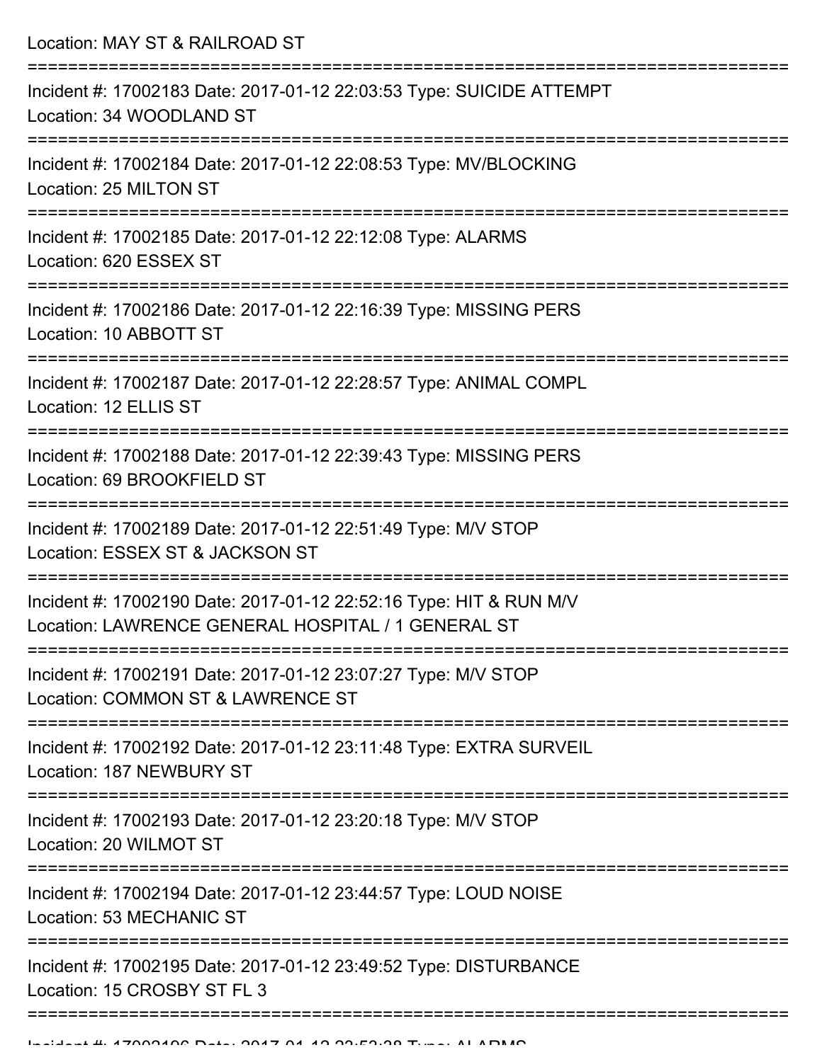Location: MAY ST & RAILROAD ST

===========================================================================

Incident #: 17002183 Date: 2017-01-12 22:03:53 Type: SUICIDE ATTEMPT
Location: 34 WOODLAND ST

===========================================================================

Incident #: 17002184 Date: 2017-01-12 22:08:53 Type: MV/BLOCKING
Location: 25 MILTON ST

===========================================================================

Incident #: 17002185 Date: 2017-01-12 22:12:08 Type: ALARMS
Location: 620 ESSEX ST

===========================================================================

Incident #: 17002186 Date: 2017-01-12 22:16:39 Type: MISSING PERS
Location: 10 ABBOTT ST

===========================================================================

Incident #: 17002187 Date: 2017-01-12 22:28:57 Type: ANIMAL COMPL
Location: 12 ELLIS ST

===========================================================================

Incident #: 17002188 Date: 2017-01-12 22:39:43 Type: MISSING PERS
Location: 69 BROOKFIELD ST

===========================================================================

Incident #: 17002189 Date: 2017-01-12 22:51:49 Type: M/V STOP
Location: ESSEX ST & JACKSON ST

===========================================================================

Incident #: 17002190 Date: 2017-01-12 22:52:16 Type: HIT & RUN M/V
Location: LAWRENCE GENERAL HOSPITAL / 1 GENERAL ST

===========================================================================

Incident #: 17002191 Date: 2017-01-12 23:07:27 Type: M/V STOP
Location: COMMON ST & LAWRENCE ST

===========================================================================

Incident #: 17002192 Date: 2017-01-12 23:11:48 Type: EXTRA SURVEIL
Location: 187 NEWBURY ST

===========================================================================

Incident #: 17002193 Date: 2017-01-12 23:20:18 Type: M/V STOP
Location: 20 WILMOT ST

===========================================================================

Incident #: 17002194 Date: 2017-01-12 23:44:57 Type: LOUD NOISE
Location: 53 MECHANIC ST

===========================================================================

Incident #: 17002195 Date: 2017-01-12 23:49:52 Type: DISTURBANCE
Location: 15 CROSBY ST FL 3

===========================================================================

Incident #: 17002196 Date: 2017-01-12 23:53:38 Type: ALARMS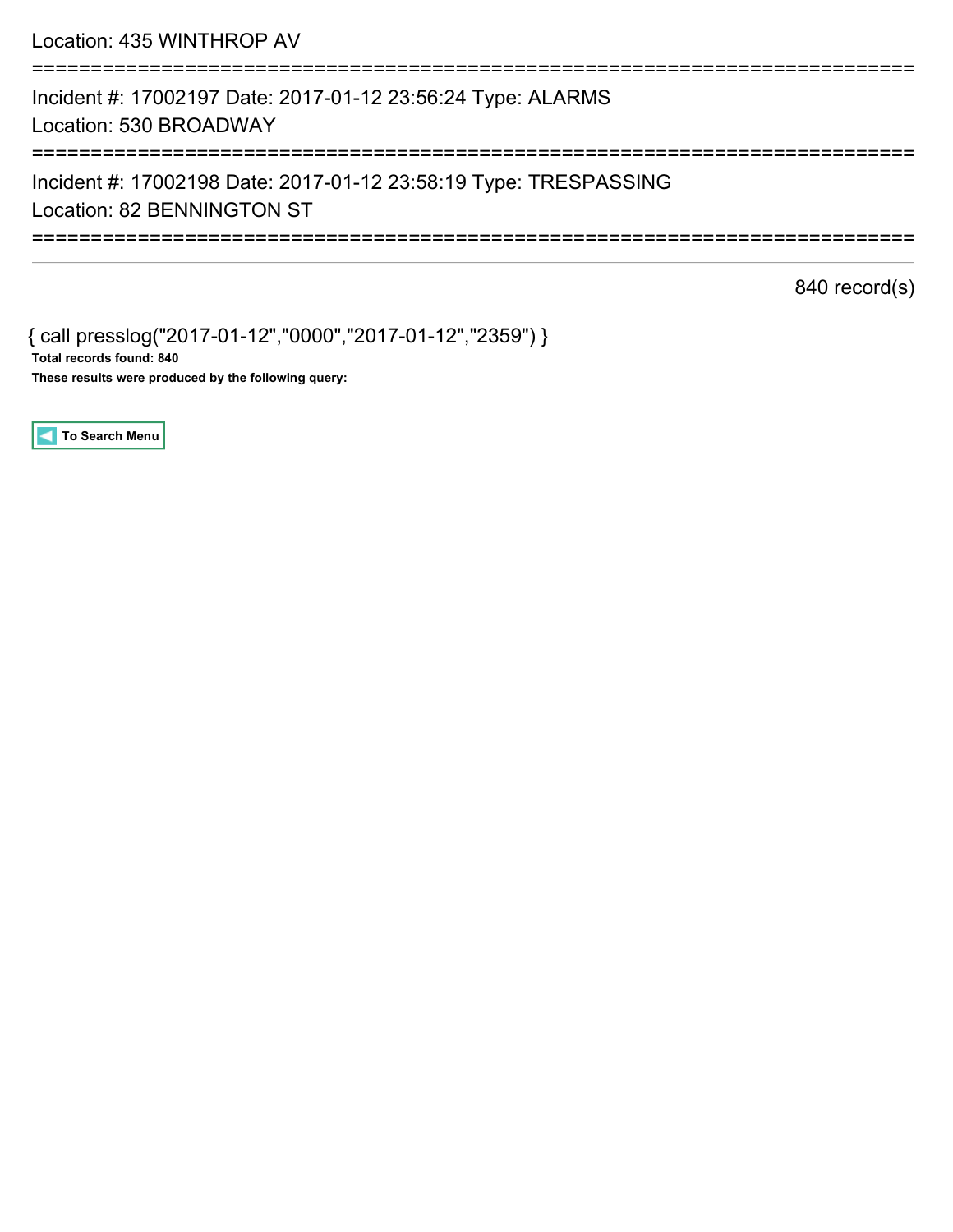Location: 435 WINTHROP AV

===========================================================================

Incident #: 17002197 Date: 2017-01-12 23:56:24 Type: ALARMS

Location: 530 BROADWAY

===========================================================================

Incident #: 17002198 Date: 2017-01-12 23:58:19 Type: TRESPASSING

Location: 82 BENNINGTON ST

===========================================================================

---

840 record(s)

{ call presslog("2017-01-12","0000","2017-01-12","2359") }

**Total records found: 840**

**These results were produced by the following query:**

To Search Menu